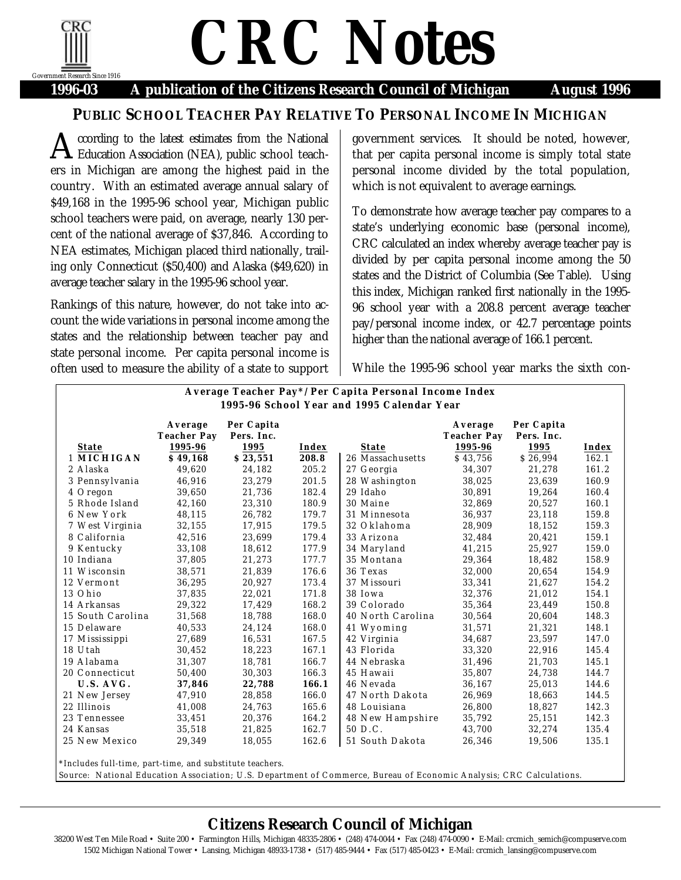# CRC Notes

**1996-03 A publication of the Citizens Research Council of Michigan August 1996**

## PUBLIC SCHOOL TEACHER PAY RELATIVE TO PERSONAL INCOME IN MICHIGAN

According to the latest estimates from the National Education Association (NEA), public school teachers in Michigan are among the highest paid in the country. With an estimated average annual salary of $49,168 in the 1995-96 school year, Michigan public school teachers were paid, on average, nearly 130 percent of the national average of $37,846. According to NEA estimates, Michigan placed third nationally, trailing only Connecticut ($50,400) and Alaska ($49,620) in average teacher salary in the 1995-96 school year.

Rankings of this nature, however, do not take into account the wide variations in personal income among the states and the relationship between teacher pay and state personal income. Per capita personal income is often used to measure the ability of a state to support government services. It should be noted, however, that per capita personal income is simply total state personal income divided by the total population, which is not equivalent to average earnings.

To demonstrate how average teacher pay compares to a state's underlying economic base (personal income), CRC calculated an index whereby average teacher pay is divided by per capita personal income among the 50 states and the District of Columbia (See Table). Using this index, Michigan ranked first nationally in the 1995-96 school year with a 208.8 percent average teacher pay/personal income index, or 42.7 percentage points higher than the national average of 166.1 percent.

While the 1995-96 school year marks the sixth con-

**Average Teacher Pay*/Per Capita Personal Income Index**
**1995-96 School Year and 1995 Calendar Year**

| State | Average Teacher Pay 1995-96 | Per Capita Pers. Inc. 1995 | Index | State | Average Teacher Pay 1995-96 | Per Capita Pers. Inc. 1995 | Index |
|---|---|---|---|---|---|---|---|
| 1 **MICHIGAN** | **$ 49,168** | **$ 23,551** | **208.8** | 26 Massachusetts | $ 43,756 | $ 26,994 | 162.1 |
| 2 Alaska | 49,620 | 24,182 | 205.2 | 27 Georgia | 34,307 | 21,278 | 161.2 |
| 3 Pennsylvania | 46,916 | 23,279 | 201.5 | 28 Washington | 38,025 | 23,639 | 160.9 |
| 4 Oregon | 39,650 | 21,736 | 182.4 | 29 Idaho | 30,891 | 19,264 | 160.4 |
| 5 Rhode Island | 42,160 | 23,310 | 180.9 | 30 Maine | 32,869 | 20,527 | 160.1 |
| 6 New York | 48,115 | 26,782 | 179.7 | 31 Minnesota | 36,937 | 23,118 | 159.8 |
| 7 West Virginia | 32,155 | 17,915 | 179.5 | 32 Oklahoma | 28,909 | 18,152 | 159.3 |
| 8 California | 42,516 | 23,699 | 179.4 | 33 Arizona | 32,484 | 20,421 | 159.1 |
| 9 Kentucky | 33,108 | 18,612 | 177.9 | 34 Maryland | 41,215 | 25,927 | 159.0 |
| 10 Indiana | 37,805 | 21,273 | 177.7 | 35 Montana | 29,364 | 18,482 | 158.9 |
| 11 Wisconsin | 38,571 | 21,839 | 176.6 | 36 Texas | 32,000 | 20,654 | 154.9 |
| 12 Vermont | 36,295 | 20,927 | 173.4 | 37 Missouri | 33,341 | 21,627 | 154.2 |
| 13 Ohio | 37,835 | 22,021 | 171.8 | 38 Iowa | 32,376 | 21,012 | 154.1 |
| 14 Arkansas | 29,322 | 17,429 | 168.2 | 39 Colorado | 35,364 | 23,449 | 150.8 |
| 15 South Carolina | 31,568 | 18,788 | 168.0 | 40 North Carolina | 30,564 | 20,604 | 148.3 |
| 15 Delaware | 40,533 | 24,124 | 168.0 | 41 Wyoming | 31,571 | 21,321 | 148.1 |
| 17 Mississippi | 27,689 | 16,531 | 167.5 | 42 Virginia | 34,687 | 23,597 | 147.0 |
| 18 Utah | 30,452 | 18,223 | 167.1 | 43 Florida | 33,320 | 22,916 | 145.4 |
| 19 Alabama | 31,307 | 18,781 | 166.7 | 44 Nebraska | 31,496 | 21,703 | 145.1 |
| 20 Connecticut | 50,400 | 30,303 | 166.3 | 45 Hawaii | 35,807 | 24,738 | 144.7 |
| **U.S. AVG.** | **37,846** | **22,788** | **166.1** | 46 Nevada | 36,167 | 25,013 | 144.6 |
| 21 New Jersey | 47,910 | 28,858 | 166.0 | 47 North Dakota | 26,969 | 18,663 | 144.5 |
| 22 Illinois | 41,008 | 24,763 | 165.6 | 48 Louisiana | 26,800 | 18,827 | 142.3 |
| 23 Tennessee | 33,451 | 20,376 | 164.2 | 48 New Hampshire | 35,792 | 25,151 | 142.3 |
| 24 Kansas | 35,518 | 21,825 | 162.7 | 50 D.C. | 43,700 | 32,274 | 135.4 |
| 25 New Mexico | 29,349 | 18,055 | 162.6 | 51 South Dakota | 26,346 | 19,506 | 135.1 |

*Includes full-time, part-time, and substitute teachers.

Source: National Education Association; U.S. Department of Commerce, Bureau of Economic Analysis; CRC Calculations.

**Citizens Research Council of Michigan**

38200 West Ten Mile Road • Suite 200 • Farmington Hills, Michigan 48335-2806 • (248) 474-0044 • Fax (248) 474-0090 • E-Mail: crcmich_semich@compuserve.com
1502 Michigan National Tower • Lansing, Michigan 48933-1738 • (517) 485-9444 • Fax (517) 485-0423 • E-Mail: crcmich_lansing@compuserve.com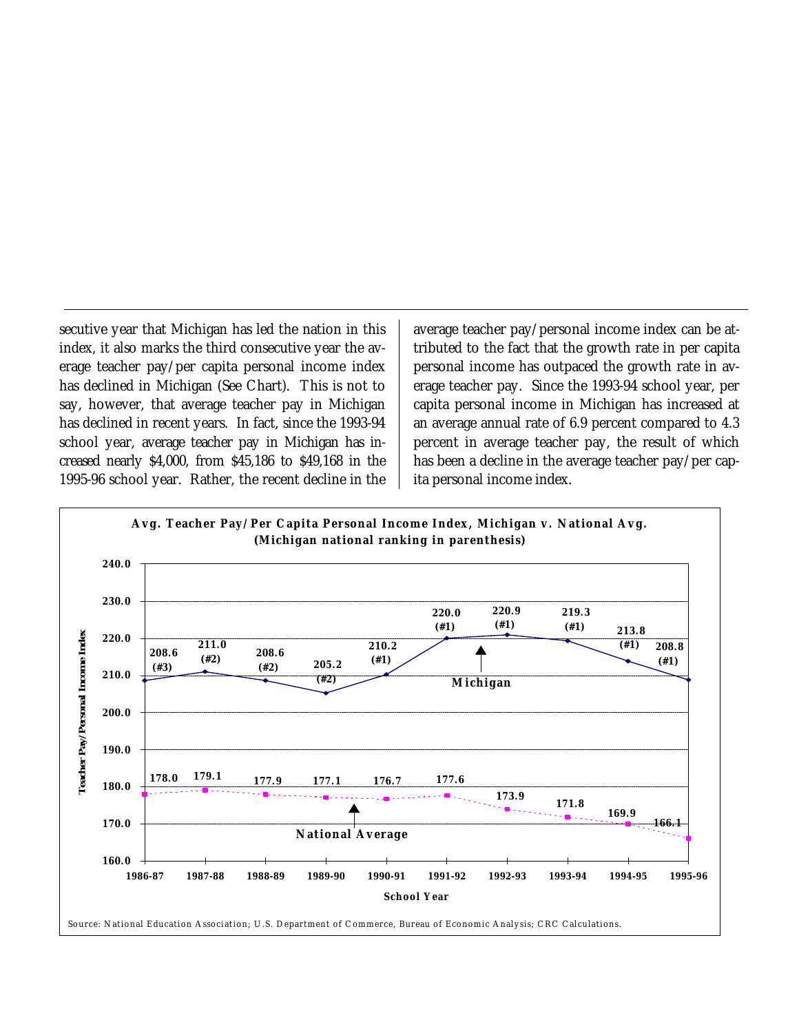secutive year that Michigan has led the nation in this index, it also marks the third consecutive year the average teacher pay/per capita personal income index has declined in Michigan (See Chart). This is not to say, however, that average teacher pay in Michigan has declined in recent years. In fact, since the 1993-94 school year, average teacher pay in Michigan has increased nearly $4,000, from $45,186 to $49,168 in the 1995-96 school year. Rather, the recent decline in the average teacher pay/personal income index can be attributed to the fact that the growth rate in per capita personal income has outpaced the growth rate in average teacher pay. Since the 1993-94 school year, per capita personal income in Michigan has increased at an average annual rate of 6.9 percent compared to 4.3 percent in average teacher pay, the result of which has been a decline in the average teacher pay/per capita personal income index.

**Avg. Teacher Pay/Per Capita Personal Income Index, Michigan v. National Avg.**
**(Michigan national ranking in parenthesis)**

Teacher Pay/Personal Income Index

240.0
230.0
220.0
210.0
200.0
190.0
180.0
170.0
160.0

Michigan

208.6 (#3)
211.0 (#2)
208.6 (#2)
205.2 (#2)
210.2 (#1)
220.0 (#1)
220.9 (#1)
219.3 (#1)
213.8 (#1)
208.8 (#1)

National Average

178.0
179.1
177.9
177.1
176.7
177.6
173.9
171.8
169.9
166.1

1986-87
1987-88
1988-89
1989-90
1990-91
1991-92
1992-93
1993-94
1994-95
1995-96

School Year

Source: National Education Association; U.S. Department of Commerce, Bureau of Economic Analysis; CRC Calculations.